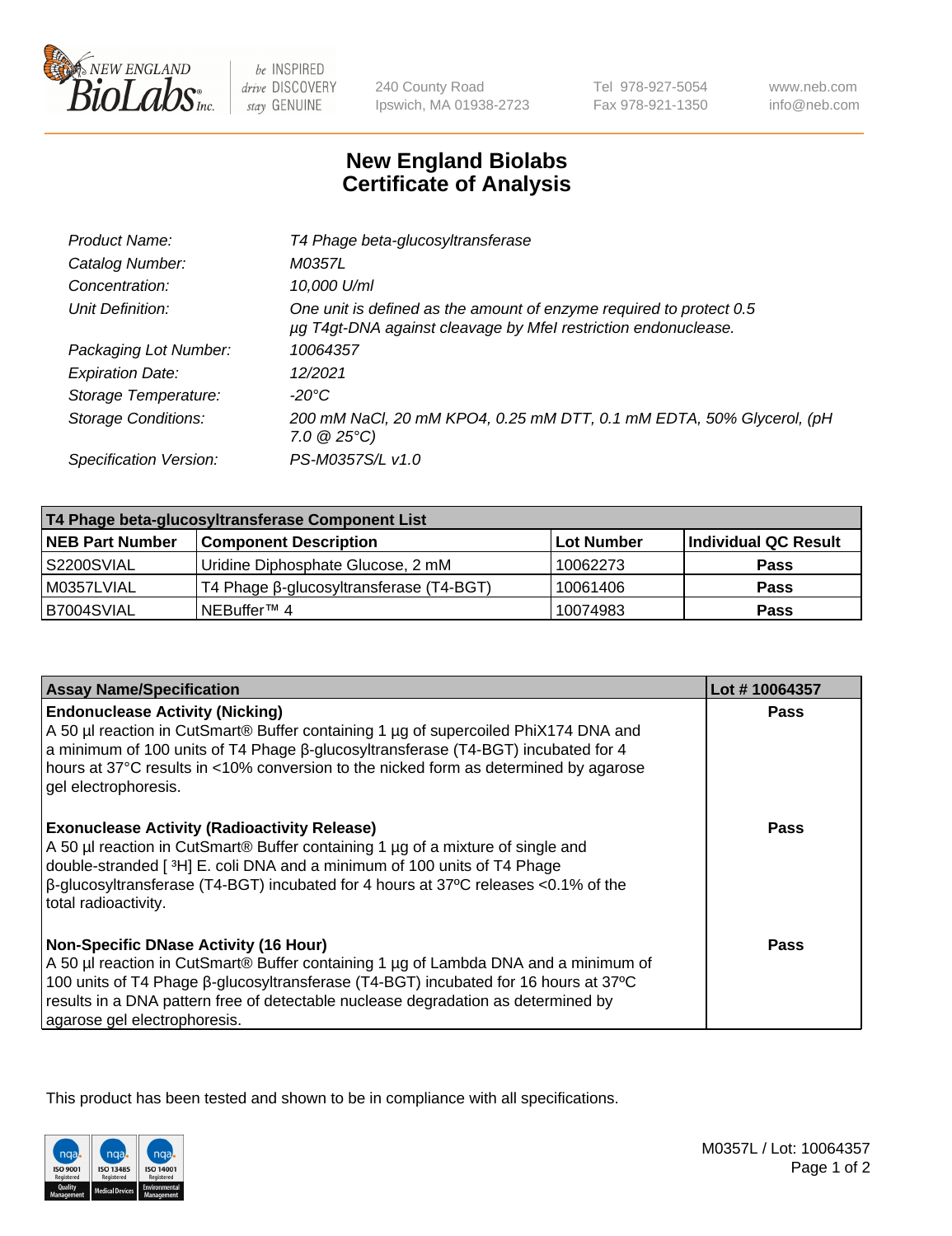New England Biolabs
240 County Road
Ipswich, MA 01938-2723
Tel 978-927-5054
Fax 978-921-1350
www.neb.com
info@neb.com

# New England Biolabs Certificate of Analysis

| | |
|---|---|
| Product Name: | T4 Phage beta-glucosyltransferase |
| Catalog Number: | M0357L |
| Concentration: | 10,000 U/ml |
| Unit Definition: | One unit is defined as the amount of enzyme required to protect 0.5 µg T4gt-DNA against cleavage by MfeI restriction endonuclease. |
| Packaging Lot Number: | 10064357 |
| Expiration Date: | 12/2021 |
| Storage Temperature: | -20°C |
| Storage Conditions: | 200 mM NaCl, 20 mM KPO4, 0.25 mM DTT, 0.1 mM EDTA, 50% Glycerol, (pH 7.0 @ 25°C) |
| Specification Version: | PS-M0357S/L v1.0 |

| T4 Phage beta-glucosyltransferase Component List | | | |
|---|---|---|---|
| **NEB Part Number** | **Component Description** | **Lot Number** | **Individual QC Result** |
| S2200SVIAL | Uridine Diphosphate Glucose, 2 mM | 10062273 | Pass |
| M0357LVIAL | T4 Phage β-glucosyltransferase (T4-BGT) | 10061406 | Pass |
| B7004SVIAL | NEBuffer™ 4 | 10074983 | Pass |

| Assay Name/Specification | Lot # 10064357 |
|---|---|
| **Endonuclease Activity (Nicking)** A 50 µl reaction in CutSmart® Buffer containing 1 µg of supercoiled PhiX174 DNA and a minimum of 100 units of T4 Phage β-glucosyltransferase (T4-BGT) incubated for 4 hours at 37°C results in <10% conversion to the nicked form as determined by agarose gel electrophoresis. | Pass |
| **Exonuclease Activity (Radioactivity Release)** A 50 µl reaction in CutSmart® Buffer containing 1 µg of a mixture of single and double-stranded [ $^{3}$H] E. coli DNA and a minimum of 100 units of T4 Phage β-glucosyltransferase (T4-BGT) incubated for 4 hours at 37ºC releases <0.1% of the total radioactivity. | Pass |
| **Non-Specific DNase Activity (16 Hour)** A 50 µl reaction in CutSmart® Buffer containing 1 µg of Lambda DNA and a minimum of 100 units of T4 Phage β-glucosyltransferase (T4-BGT) incubated for 16 hours at 37ºC results in a DNA pattern free of detectable nuclease degradation as determined by agarose gel electrophoresis. | Pass |

This product has been tested and shown to be in compliance with all specifications.

M0357L / Lot: 10064357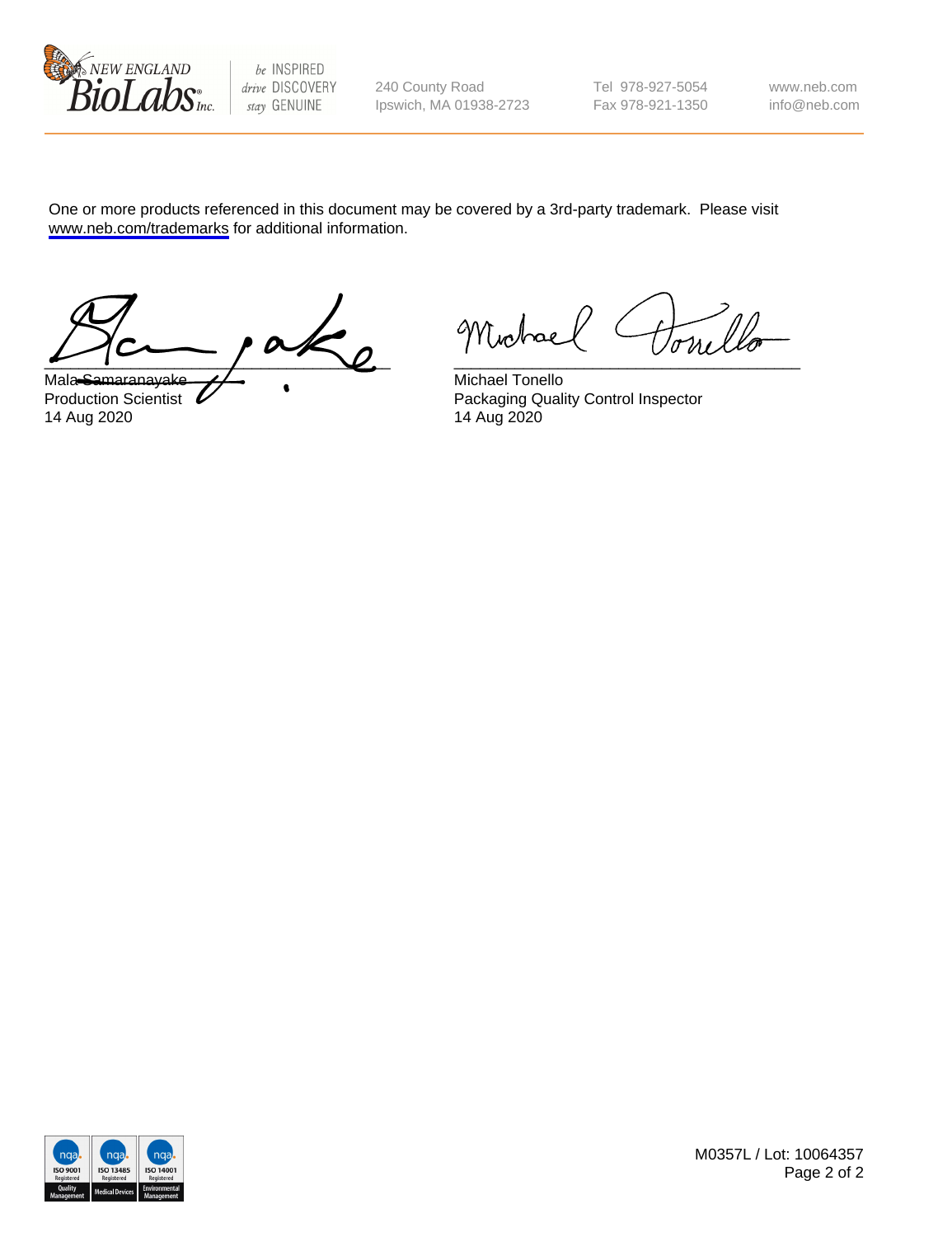One or more products referenced in this document may be covered by a 3rd-party trademark. Please visit www.neb.com/trademarks for additional information.

Mala Samaranayake
Production Scientist
14 Aug 2020

Michael Tonello
Packaging Quality Control Inspector
14 Aug 2020

M0357L / Lot: 10064357